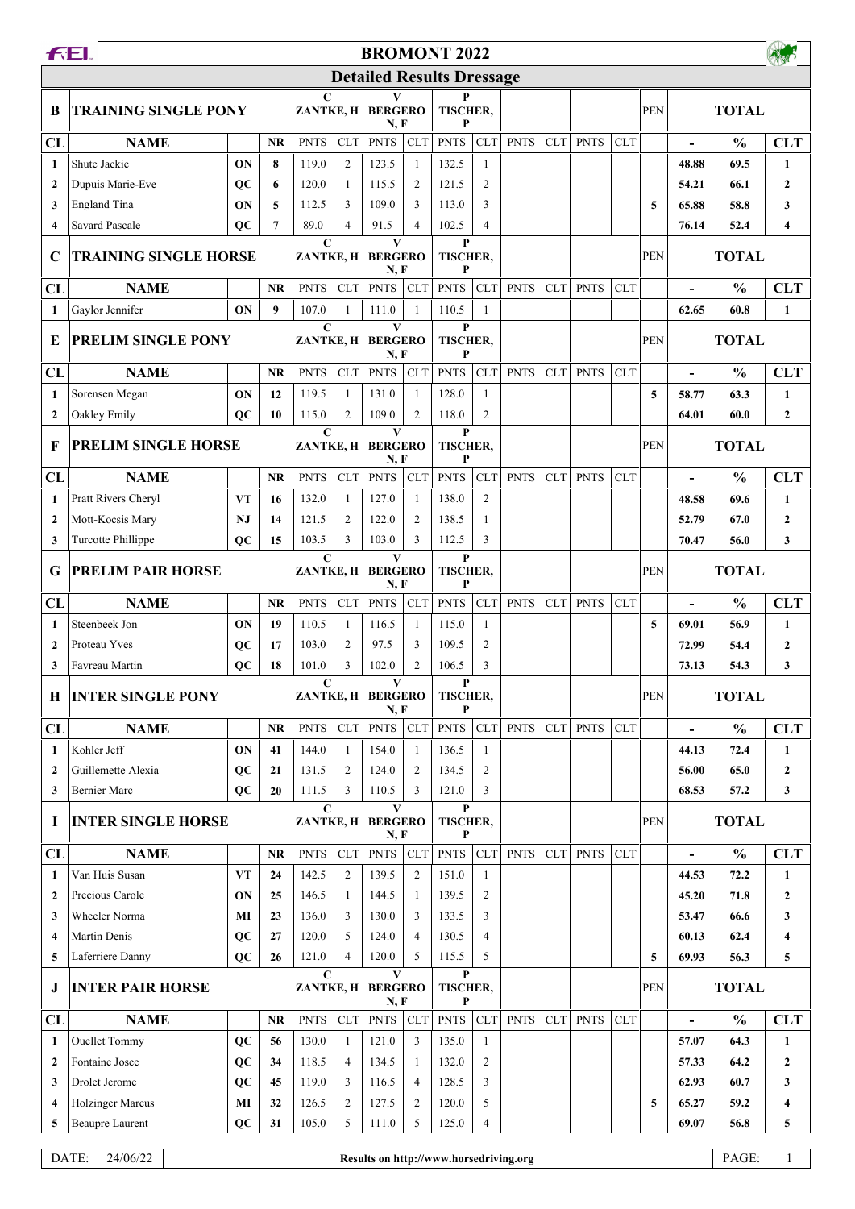# BROMONT 2022

## Detailed Results Dressage

| B | TRAINING SINGLE PONY | | | C ZANTKE, H | | V BERGERO N, F | | P TISCHER, P | | | | | | PEN | TOTAL | | |
|---|---|---|---|---|---|---|---|---|---|---|---|---|---|---|---|---|---|
| CL | NAME | | NR | PNTS | CLT | PNTS | CLT | PNTS | CLT | PNTS | CLT | PNTS | CLT | | - | % | CLT |
| 1 | Shute Jackie | ON | 8 | 119.0 | 2 | 123.5 | 1 | 132.5 | 1 | | | | | | 48.88 | 69.5 | 1 |
| 2 | Dupuis Marie-Eve | QC | 6 | 120.0 | 1 | 115.5 | 2 | 121.5 | 2 | | | | | | 54.21 | 66.1 | 2 |
| 3 | England Tina | ON | 5 | 112.5 | 3 | 109.0 | 3 | 113.0 | 3 | | | | | 5 | 65.88 | 58.8 | 3 |
| 4 | Savard Pascale | QC | 7 | 89.0 | 4 | 91.5 | 4 | 102.5 | 4 | | | | | | 76.14 | 52.4 | 4 |

| C | TRAINING SINGLE HORSE | | | C ZANTKE, H | | V BERGERO N, F | | P TISCHER, P | | | | | | PEN | TOTAL | | |
|---|---|---|---|---|---|---|---|---|---|---|---|---|---|---|---|---|---|
| CL | NAME | | NR | PNTS | CLT | PNTS | CLT | PNTS | CLT | PNTS | CLT | PNTS | CLT | | - | % | CLT |
| 1 | Gaylor Jennifer | ON | 9 | 107.0 | 1 | 111.0 | 1 | 110.5 | 1 | | | | | | 62.65 | 60.8 | 1 |

| E | PRELIM SINGLE PONY | | | C ZANTKE, H | | V BERGERO N, F | | P TISCHER, P | | | | | | PEN | TOTAL | | |
|---|---|---|---|---|---|---|---|---|---|---|---|---|---|---|---|---|---|
| CL | NAME | | NR | PNTS | CLT | PNTS | CLT | PNTS | CLT | PNTS | CLT | PNTS | CLT | | - | % | CLT |
| 1 | Sorensen Megan | ON | 12 | 119.5 | 1 | 131.0 | 1 | 128.0 | 1 | | | | | 5 | 58.77 | 63.3 | 1 |
| 2 | Oakley Emily | QC | 10 | 115.0 | 2 | 109.0 | 2 | 118.0 | 2 | | | | | | 64.01 | 60.0 | 2 |

| F | PRELIM SINGLE HORSE | | | C ZANTKE, H | | V BERGERO N, F | | P TISCHER, P | | | | | | PEN | TOTAL | | |
|---|---|---|---|---|---|---|---|---|---|---|---|---|---|---|---|---|---|
| CL | NAME | | NR | PNTS | CLT | PNTS | CLT | PNTS | CLT | PNTS | CLT | PNTS | CLT | | - | % | CLT |
| 1 | Pratt Rivers Cheryl | VT | 16 | 132.0 | 1 | 127.0 | 1 | 138.0 | 2 | | | | | | 48.58 | 69.6 | 1 |
| 2 | Mott-Kocsis Mary | NJ | 14 | 121.5 | 2 | 122.0 | 2 | 138.5 | 1 | | | | | | 52.79 | 67.0 | 2 |
| 3 | Turcotte Phillippe | QC | 15 | 103.5 | 3 | 103.0 | 3 | 112.5 | 3 | | | | | | 70.47 | 56.0 | 3 |

| G | PRELIM PAIR HORSE | | | C ZANTKE, H | | V BERGERO N, F | | P TISCHER, P | | | | | | PEN | TOTAL | | |
|---|---|---|---|---|---|---|---|---|---|---|---|---|---|---|---|---|---|
| CL | NAME | | NR | PNTS | CLT | PNTS | CLT | PNTS | CLT | PNTS | CLT | PNTS | CLT | | - | % | CLT |
| 1 | Steenbeek Jon | ON | 19 | 110.5 | 1 | 116.5 | 1 | 115.0 | 1 | | | | | 5 | 69.01 | 56.9 | 1 |
| 2 | Proteau Yves | QC | 17 | 103.0 | 2 | 97.5 | 3 | 109.5 | 2 | | | | | | 72.99 | 54.4 | 2 |
| 3 | Favreau Martin | QC | 18 | 101.0 | 3 | 102.0 | 2 | 106.5 | 3 | | | | | | 73.13 | 54.3 | 3 |

| H | INTER SINGLE PONY | | | C ZANTKE, H | | V BERGERO N, F | | P TISCHER, P | | | | | | PEN | TOTAL | | |
|---|---|---|---|---|---|---|---|---|---|---|---|---|---|---|---|---|---|
| CL | NAME | | NR | PNTS | CLT | PNTS | CLT | PNTS | CLT | PNTS | CLT | PNTS | CLT | | - | % | CLT |
| 1 | Kohler Jeff | ON | 41 | 144.0 | 1 | 154.0 | 1 | 136.5 | 1 | | | | | | 44.13 | 72.4 | 1 |
| 2 | Guillemette Alexia | QC | 21 | 131.5 | 2 | 124.0 | 2 | 134.5 | 2 | | | | | | 56.00 | 65.0 | 2 |
| 3 | Bernier Marc | QC | 20 | 111.5 | 3 | 110.5 | 3 | 121.0 | 3 | | | | | | 68.53 | 57.2 | 3 |

| I | INTER SINGLE HORSE | | | C ZANTKE, H | | V BERGERO N, F | | P TISCHER, P | | | | | | PEN | TOTAL | | |
|---|---|---|---|---|---|---|---|---|---|---|---|---|---|---|---|---|---|
| CL | NAME | | NR | PNTS | CLT | PNTS | CLT | PNTS | CLT | PNTS | CLT | PNTS | CLT | | - | % | CLT |
| 1 | Van Huis Susan | VT | 24 | 142.5 | 2 | 139.5 | 2 | 151.0 | 1 | | | | | | 44.53 | 72.2 | 1 |
| 2 | Precious Carole | ON | 25 | 146.5 | 1 | 144.5 | 1 | 139.5 | 2 | | | | | | 45.20 | 71.8 | 2 |
| 3 | Wheeler Norma | MI | 23 | 136.0 | 3 | 130.0 | 3 | 133.5 | 3 | | | | | | 53.47 | 66.6 | 3 |
| 4 | Martin Denis | QC | 27 | 120.0 | 5 | 124.0 | 4 | 130.5 | 4 | | | | | | 60.13 | 62.4 | 4 |
| 5 | Laferriere Danny | QC | 26 | 121.0 | 4 | 120.0 | 5 | 115.5 | 5 | | | | | 5 | 69.93 | 56.3 | 5 |

| J | INTER PAIR HORSE | | | C ZANTKE, H | | V BERGERO N, F | | P TISCHER, P | | | | | | PEN | TOTAL | | |
|---|---|---|---|---|---|---|---|---|---|---|---|---|---|---|---|---|---|
| CL | NAME | | NR | PNTS | CLT | PNTS | CLT | PNTS | CLT | PNTS | CLT | PNTS | CLT | | - | % | CLT |
| 1 | Ouellet Tommy | QC | 56 | 130.0 | 1 | 121.0 | 3 | 135.0 | 1 | | | | | | 57.07 | 64.3 | 1 |
| 2 | Fontaine Josee | QC | 34 | 118.5 | 4 | 134.5 | 1 | 132.0 | 2 | | | | | | 57.33 | 64.2 | 2 |
| 3 | Drolet Jerome | QC | 45 | 119.0 | 3 | 116.5 | 4 | 128.5 | 3 | | | | | | 62.93 | 60.7 | 3 |
| 4 | Holzinger Marcus | MI | 32 | 126.5 | 2 | 127.5 | 2 | 120.0 | 5 | | | | | 5 | 65.27 | 59.2 | 4 |
| 5 | Beaupre Laurent | QC | 31 | 105.0 | 5 | 111.0 | 5 | 125.0 | 4 | | | | | | 69.07 | 56.8 | 5 |

DATE: 24/06/22 | Results on http://www.horsedriving.org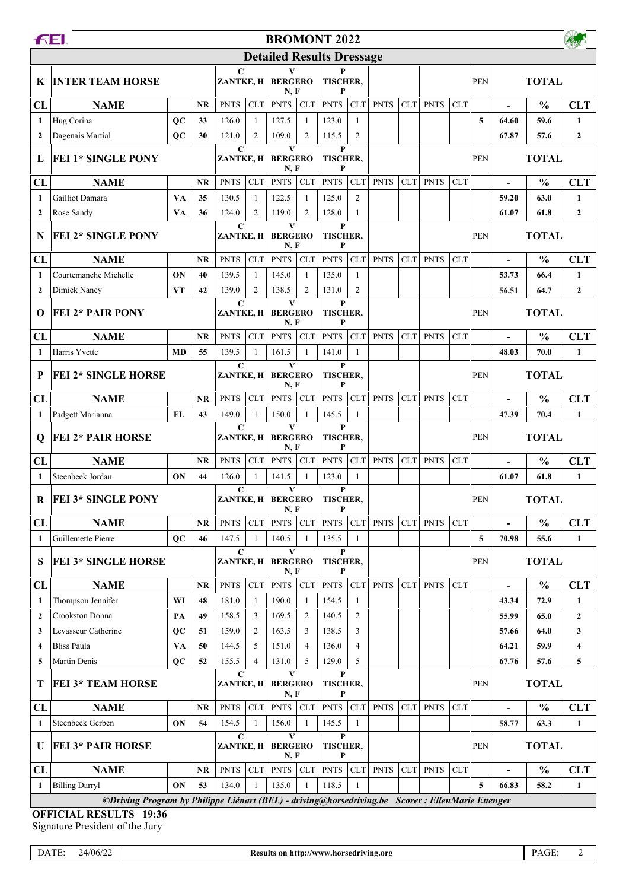# BROMONT 2022

## Detailed Results Dressage

| K | INTER TEAM HORSE | | | C ZANTKE, H | | V BERGERO N, F | | P TISCHER, P | | | | | | PEN | TOTAL | | |
|---|---|---|---|---|---|---|---|---|---|---|---|---|---|---|---|---|---|
| CL | NAME | | NR | PNTS | CLT | PNTS | CLT | PNTS | CLT | PNTS | CLT | PNTS | CLT | | - | % | CLT |
| 1 | Hug Corina | QC | 33 | 126.0 | 1 | 127.5 | 1 | 123.0 | 1 | | | | | 5 | 64.60 | 59.6 | 1 |
| 2 | Dagenais Martial | QC | 30 | 121.0 | 2 | 109.0 | 2 | 115.5 | 2 | | | | | | 67.87 | 57.6 | 2 |

| L | FEI 1* SINGLE PONY | | | C ZANTKE, H | | V BERGERO N, F | | P TISCHER, P | | | | | | PEN | TOTAL | | |
|---|---|---|---|---|---|---|---|---|---|---|---|---|---|---|---|---|---|
| CL | NAME | | NR | PNTS | CLT | PNTS | CLT | PNTS | CLT | PNTS | CLT | PNTS | CLT | | - | % | CLT |
| 1 | Gailliot Damara | VA | 35 | 130.5 | 1 | 122.5 | 1 | 125.0 | 2 | | | | | | 59.20 | 63.0 | 1 |
| 2 | Rose Sandy | VA | 36 | 124.0 | 2 | 119.0 | 2 | 128.0 | 1 | | | | | | 61.07 | 61.8 | 2 |

| N | FEI 2* SINGLE PONY | | | C ZANTKE, H | | V BERGERO N, F | | P TISCHER, P | | | | | | PEN | TOTAL | | |
|---|---|---|---|---|---|---|---|---|---|---|---|---|---|---|---|---|---|
| CL | NAME | | NR | PNTS | CLT | PNTS | CLT | PNTS | CLT | PNTS | CLT | PNTS | CLT | | - | % | CLT |
| 1 | Courtemanche Michelle | ON | 40 | 139.5 | 1 | 145.0 | 1 | 135.0 | 1 | | | | | | 53.73 | 66.4 | 1 |
| 2 | Dimick Nancy | VT | 42 | 139.0 | 2 | 138.5 | 2 | 131.0 | 2 | | | | | | 56.51 | 64.7 | 2 |

| O | FEI 2* PAIR PONY | | | C ZANTKE, H | | V BERGERO N, F | | P TISCHER, P | | | | | | PEN | TOTAL | | |
|---|---|---|---|---|---|---|---|---|---|---|---|---|---|---|---|---|---|
| CL | NAME | | NR | PNTS | CLT | PNTS | CLT | PNTS | CLT | PNTS | CLT | PNTS | CLT | | - | % | CLT |
| 1 | Harris Yvette | MD | 55 | 139.5 | 1 | 161.5 | 1 | 141.0 | 1 | | | | | | 48.03 | 70.0 | 1 |

| P | FEI 2* SINGLE HORSE | | | C ZANTKE, H | | V BERGERO N, F | | P TISCHER, P | | | | | | PEN | TOTAL | | |
|---|---|---|---|---|---|---|---|---|---|---|---|---|---|---|---|---|---|
| CL | NAME | | NR | PNTS | CLT | PNTS | CLT | PNTS | CLT | PNTS | CLT | PNTS | CLT | | - | % | CLT |
| 1 | Padgett Marianna | FL | 43 | 149.0 | 1 | 150.0 | 1 | 145.5 | 1 | | | | | | 47.39 | 70.4 | 1 |

| Q | FEI 2* PAIR HORSE | | | C ZANTKE, H | | V BERGERO N, F | | P TISCHER, P | | | | | | PEN | TOTAL | | |
|---|---|---|---|---|---|---|---|---|---|---|---|---|---|---|---|---|---|
| CL | NAME | | NR | PNTS | CLT | PNTS | CLT | PNTS | CLT | PNTS | CLT | PNTS | CLT | | - | % | CLT |
| 1 | Steenbeek Jordan | ON | 44 | 126.0 | 1 | 141.5 | 1 | 123.0 | 1 | | | | | | 61.07 | 61.8 | 1 |

| R | FEI 3* SINGLE PONY | | | C ZANTKE, H | | V BERGERO N, F | | P TISCHER, P | | | | | | PEN | TOTAL | | |
|---|---|---|---|---|---|---|---|---|---|---|---|---|---|---|---|---|---|
| CL | NAME | | NR | PNTS | CLT | PNTS | CLT | PNTS | CLT | PNTS | CLT | PNTS | CLT | | - | % | CLT |
| 1 | Guillemette Pierre | QC | 46 | 147.5 | 1 | 140.5 | 1 | 135.5 | 1 | | | | | 5 | 70.98 | 55.6 | 1 |

| S | FEI 3* SINGLE HORSE | | | C ZANTKE, H | | V BERGERO N, F | | P TISCHER, P | | | | | | PEN | TOTAL | | |
|---|---|---|---|---|---|---|---|---|---|---|---|---|---|---|---|---|---|
| CL | NAME | | NR | PNTS | CLT | PNTS | CLT | PNTS | CLT | PNTS | CLT | PNTS | CLT | | - | % | CLT |
| 1 | Thompson Jennifer | WI | 48 | 181.0 | 1 | 190.0 | 1 | 154.5 | 1 | | | | | | 43.34 | 72.9 | 1 |
| 2 | Crookston Donna | PA | 49 | 158.5 | 3 | 169.5 | 2 | 140.5 | 2 | | | | | | 55.99 | 65.0 | 2 |
| 3 | Levasseur Catherine | QC | 51 | 159.0 | 2 | 163.5 | 3 | 138.5 | 3 | | | | | | 57.66 | 64.0 | 3 |
| 4 | Bliss Paula | VA | 50 | 144.5 | 5 | 151.0 | 4 | 136.0 | 4 | | | | | | 64.21 | 59.9 | 4 |
| 5 | Martin Denis | QC | 52 | 155.5 | 4 | 131.0 | 5 | 129.0 | 5 | | | | | | 67.76 | 57.6 | 5 |

| T | FEI 3* TEAM HORSE | | | C ZANTKE, H | | V BERGERO N, F | | P TISCHER, P | | | | | | PEN | TOTAL | | |
|---|---|---|---|---|---|---|---|---|---|---|---|---|---|---|---|---|---|
| CL | NAME | | NR | PNTS | CLT | PNTS | CLT | PNTS | CLT | PNTS | CLT | PNTS | CLT | | - | % | CLT |
| 1 | Steenbeek Gerben | ON | 54 | 154.5 | 1 | 156.0 | 1 | 145.5 | 1 | | | | | | 58.77 | 63.3 | 1 |

| U | FEI 3* PAIR HORSE | | | C ZANTKE, H | | V BERGERO N, F | | P TISCHER, P | | | | | | PEN | TOTAL | | |
|---|---|---|---|---|---|---|---|---|---|---|---|---|---|---|---|---|---|
| CL | NAME | | NR | PNTS | CLT | PNTS | CLT | PNTS | CLT | PNTS | CLT | PNTS | CLT | | - | % | CLT |
| 1 | Billing Darryl | ON | 53 | 134.0 | 1 | 135.0 | 1 | 118.5 | 1 | | | | | 5 | 66.83 | 58.2 | 1 |

*©Driving Program by Philippe Liénart (BEL) - driving@horsedriving.be   Scorer : EllenMarie Ettenger*

**OFFICIAL RESULTS 19:36**

Signature President of the Jury

DATE: 24/06/22 — Results on http://www.horsedriving.org